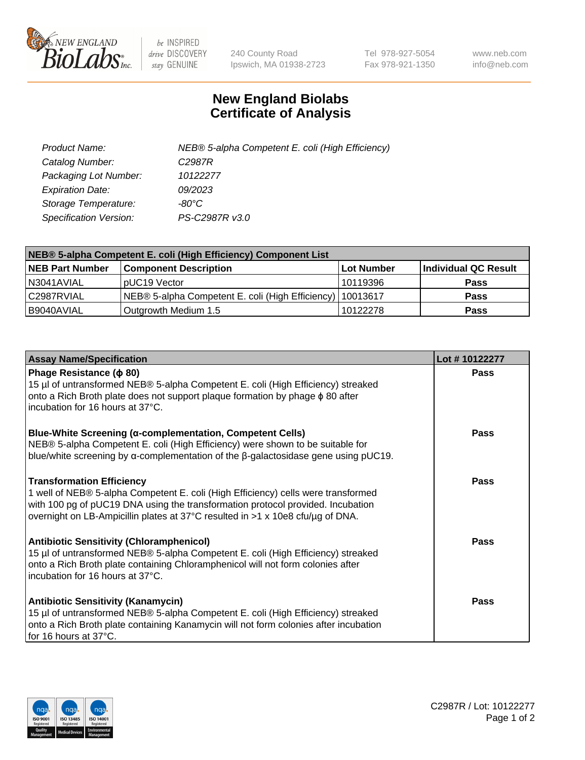# New England Biolabs
# Certificate of Analysis

| | |
|---|---|
| *Product Name:* | *NEB® 5-alpha Competent E. coli (High Efficiency)* |
| *Catalog Number:* | *C2987R* |
| *Packaging Lot Number:* | *10122277* |
| *Expiration Date:* | *09/2023* |
| *Storage Temperature:* | *-80°C* |
| *Specification Version:* | *PS-C2987R v3.0* |

| NEB® 5-alpha Competent E. coli (High Efficiency) Component List | | | |
|---|---|---|---|
| **NEB Part Number** | **Component Description** | **Lot Number** | **Individual QC Result** |
| N3041AVIAL | pUC19 Vector | 10119396 | **Pass** |
| C2987RVIAL | NEB® 5-alpha Competent E. coli (High Efficiency) | 10013617 | **Pass** |
| B9040AVIAL | Outgrowth Medium 1.5 | 10122278 | **Pass** |

| Assay Name/Specification | Lot # 10122277 |
|---|---|
| **Phage Resistance (ϕ 80)**<br>15 µl of untransformed NEB® 5-alpha Competent E. coli (High Efficiency) streaked onto a Rich Broth plate does not support plaque formation by phage ϕ 80 after incubation for 16 hours at 37°C. | **Pass** |
| **Blue-White Screening (α-complementation, Competent Cells)**<br>NEB® 5-alpha Competent E. coli (High Efficiency) were shown to be suitable for blue/white screening by α-complementation of the β-galactosidase gene using pUC19. | **Pass** |
| **Transformation Efficiency**<br>1 well of NEB® 5-alpha Competent E. coli (High Efficiency) cells were transformed with 100 pg of pUC19 DNA using the transformation protocol provided. Incubation overnight on LB-Ampicillin plates at 37°C resulted in >1 x 10e8 cfu/µg of DNA. | **Pass** |
| **Antibiotic Sensitivity (Chloramphenicol)**<br>15 µl of untransformed NEB® 5-alpha Competent E. coli (High Efficiency) streaked onto a Rich Broth plate containing Chloramphenicol will not form colonies after incubation for 16 hours at 37°C. | **Pass** |
| **Antibiotic Sensitivity (Kanamycin)**<br>15 µl of untransformed NEB® 5-alpha Competent E. coli (High Efficiency) streaked onto a Rich Broth plate containing Kanamycin will not form colonies after incubation for 16 hours at 37°C. | **Pass** |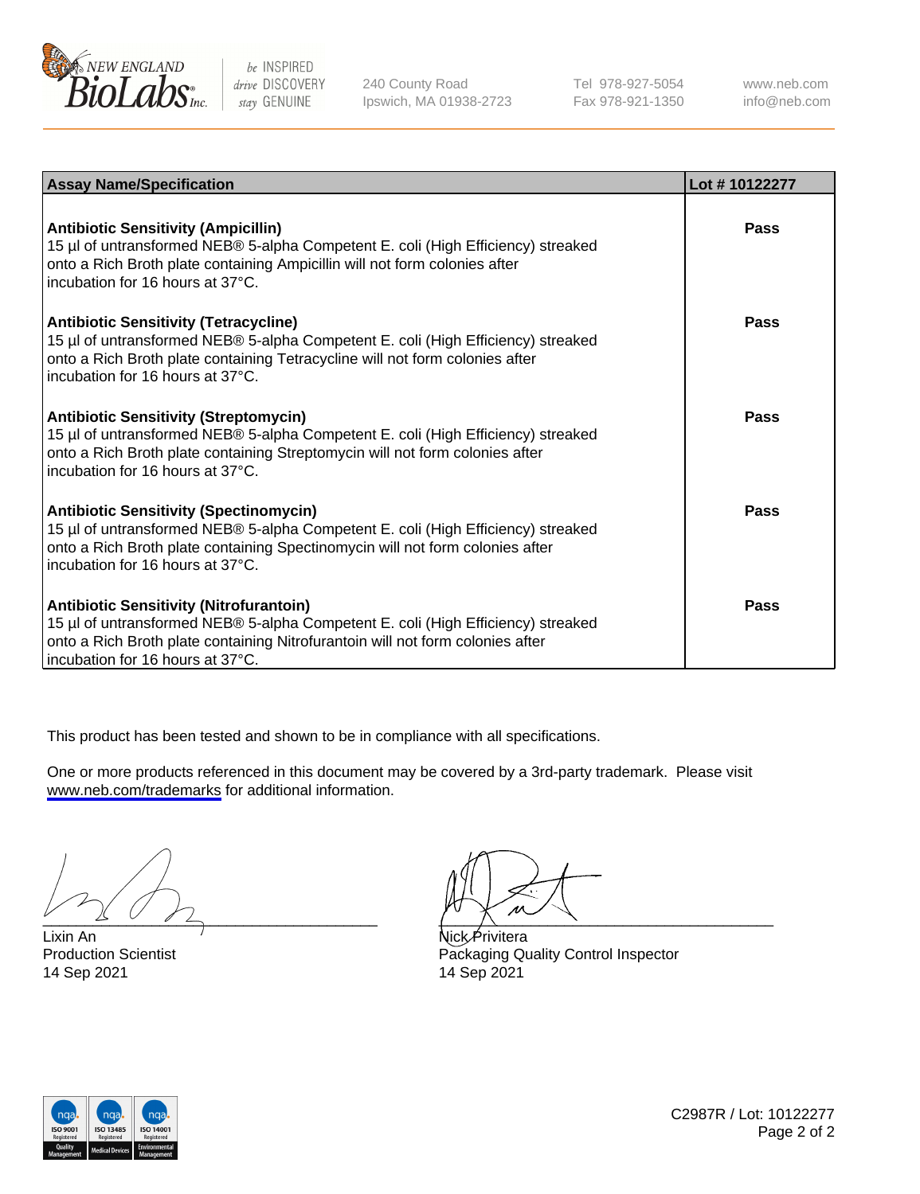NEW ENGLAND BioLabs Inc. — be INSPIRED drive DISCOVERY stay GENUINE

240 County Road
Ipswich, MA 01938-2723

Tel 978-927-5054
Fax 978-921-1350

www.neb.com
info@neb.com

| Assay Name/Specification | Lot # 10122277 |
| --- | --- |
| **Antibiotic Sensitivity (Ampicillin)** 15 µl of untransformed NEB® 5-alpha Competent E. coli (High Efficiency) streaked onto a Rich Broth plate containing Ampicillin will not form colonies after incubation for 16 hours at 37°C. | Pass |
| **Antibiotic Sensitivity (Tetracycline)** 15 µl of untransformed NEB® 5-alpha Competent E. coli (High Efficiency) streaked onto a Rich Broth plate containing Tetracycline will not form colonies after incubation for 16 hours at 37°C. | Pass |
| **Antibiotic Sensitivity (Streptomycin)** 15 µl of untransformed NEB® 5-alpha Competent E. coli (High Efficiency) streaked onto a Rich Broth plate containing Streptomycin will not form colonies after incubation for 16 hours at 37°C. | Pass |
| **Antibiotic Sensitivity (Spectinomycin)** 15 µl of untransformed NEB® 5-alpha Competent E. coli (High Efficiency) streaked onto a Rich Broth plate containing Spectinomycin will not form colonies after incubation for 16 hours at 37°C. | Pass |
| **Antibiotic Sensitivity (Nitrofurantoin)** 15 µl of untransformed NEB® 5-alpha Competent E. coli (High Efficiency) streaked onto a Rich Broth plate containing Nitrofurantoin will not form colonies after incubation for 16 hours at 37°C. | Pass |

This product has been tested and shown to be in compliance with all specifications.

One or more products referenced in this document may be covered by a 3rd-party trademark. Please visit www.neb.com/trademarks for additional information.

Lixin An
Production Scientist
14 Sep 2021

Nick Privitera
Packaging Quality Control Inspector
14 Sep 2021

C2987R / Lot: 10122277